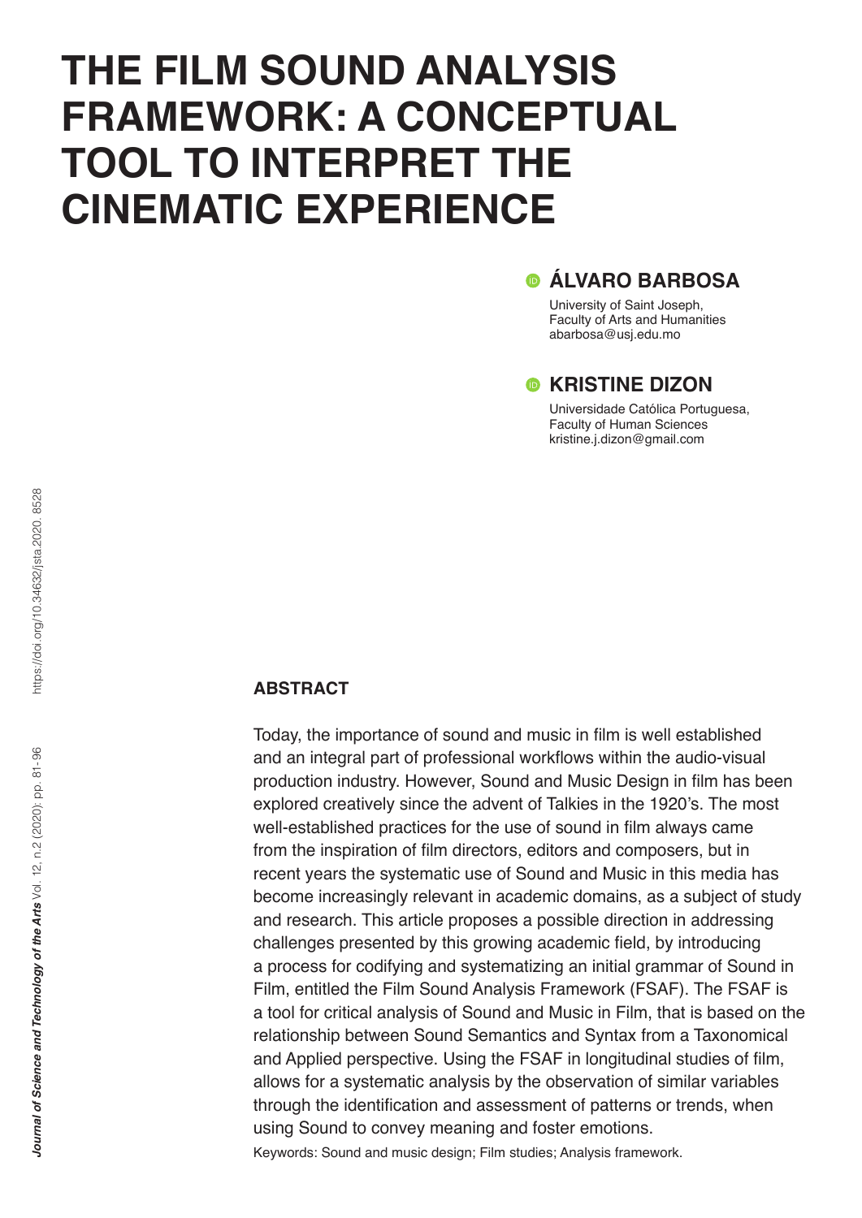# THE FILM SOUND ANALYSIS FRAMEWORK: A CONCEPTUAL TOOL TO INTERPRET THE CINEMATIC EXPERIENCE

## ÁLVARO BARBOSA

University of Saint Joseph,
Faculty of Arts and Humanities
abarbosa@usj.edu.mo

## KRISTINE DIZON

Universidade Católica Portuguesa,
Faculty of Human Sciences
kristine.j.dizon@gmail.com

### ABSTRACT

Today, the importance of sound and music in film is well established and an integral part of professional workflows within the audio-visual production industry. However, Sound and Music Design in film has been explored creatively since the advent of Talkies in the 1920's. The most well-established practices for the use of sound in film always came from the inspiration of film directors, editors and composers, but in recent years the systematic use of Sound and Music in this media has become increasingly relevant in academic domains, as a subject of study and research. This article proposes a possible direction in addressing challenges presented by this growing academic field, by introducing a process for codifying and systematizing an initial grammar of Sound in Film, entitled the Film Sound Analysis Framework (FSAF). The FSAF is a tool for critical analysis of Sound and Music in Film, that is based on the relationship between Sound Semantics and Syntax from a Taxonomical and Applied perspective. Using the FSAF in longitudinal studies of film, allows for a systematic analysis by the observation of similar variables through the identification and assessment of patterns or trends, when using Sound to convey meaning and foster emotions.

Keywords: Sound and music design; Film studies; Analysis framework.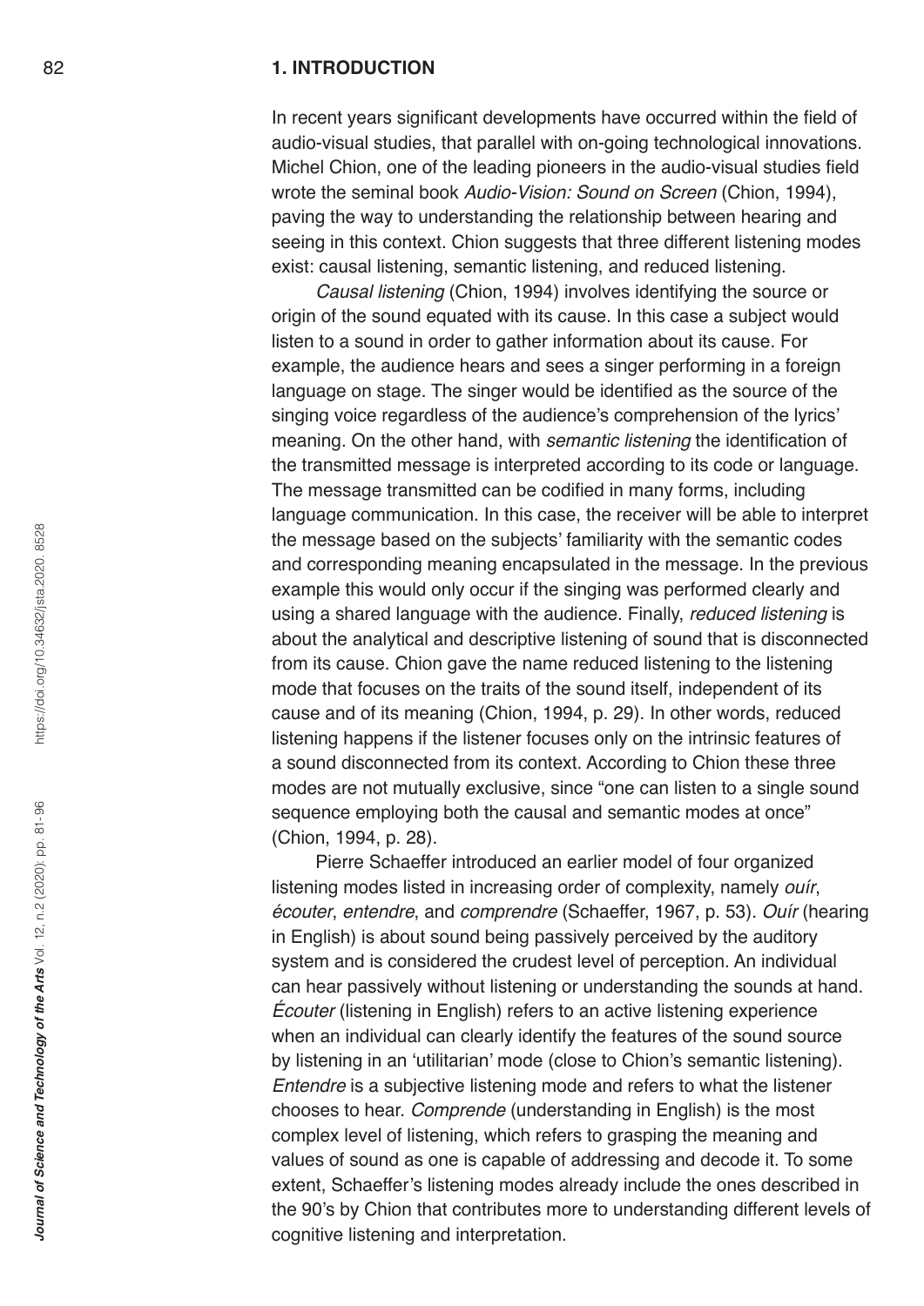## 1. INTRODUCTION

In recent years significant developments have occurred within the field of audio-visual studies, that parallel with on-going technological innovations. Michel Chion, one of the leading pioneers in the audio-visual studies field wrote the seminal book *Audio-Vision: Sound on Screen* (Chion, 1994), paving the way to understanding the relationship between hearing and seeing in this context. Chion suggests that three different listening modes exist: causal listening, semantic listening, and reduced listening.

*Causal listening* (Chion, 1994) involves identifying the source or origin of the sound equated with its cause. In this case a subject would listen to a sound in order to gather information about its cause. For example, the audience hears and sees a singer performing in a foreign language on stage. The singer would be identified as the source of the singing voice regardless of the audience's comprehension of the lyrics' meaning. On the other hand, with *semantic listening* the identification of the transmitted message is interpreted according to its code or language. The message transmitted can be codified in many forms, including language communication. In this case, the receiver will be able to interpret the message based on the subjects' familiarity with the semantic codes and corresponding meaning encapsulated in the message. In the previous example this would only occur if the singing was performed clearly and using a shared language with the audience. Finally, *reduced listening* is about the analytical and descriptive listening of sound that is disconnected from its cause. Chion gave the name reduced listening to the listening mode that focuses on the traits of the sound itself, independent of its cause and of its meaning (Chion, 1994, p. 29). In other words, reduced listening happens if the listener focuses only on the intrinsic features of a sound disconnected from its context. According to Chion these three modes are not mutually exclusive, since "one can listen to a single sound sequence employing both the causal and semantic modes at once" (Chion, 1994, p. 28).

Pierre Schaeffer introduced an earlier model of four organized listening modes listed in increasing order of complexity, namely *ouír*, *écouter*, *entendre*, and *comprendre* (Schaeffer, 1967, p. 53). *Ouír* (hearing in English) is about sound being passively perceived by the auditory system and is considered the crudest level of perception. An individual can hear passively without listening or understanding the sounds at hand. *Écouter* (listening in English) refers to an active listening experience when an individual can clearly identify the features of the sound source by listening in an 'utilitarian' mode (close to Chion's semantic listening). *Entendre* is a subjective listening mode and refers to what the listener chooses to hear. *Comprende* (understanding in English) is the most complex level of listening, which refers to grasping the meaning and values of sound as one is capable of addressing and decode it. To some extent, Schaeffer's listening modes already include the ones described in the 90's by Chion that contributes more to understanding different levels of cognitive listening and interpretation.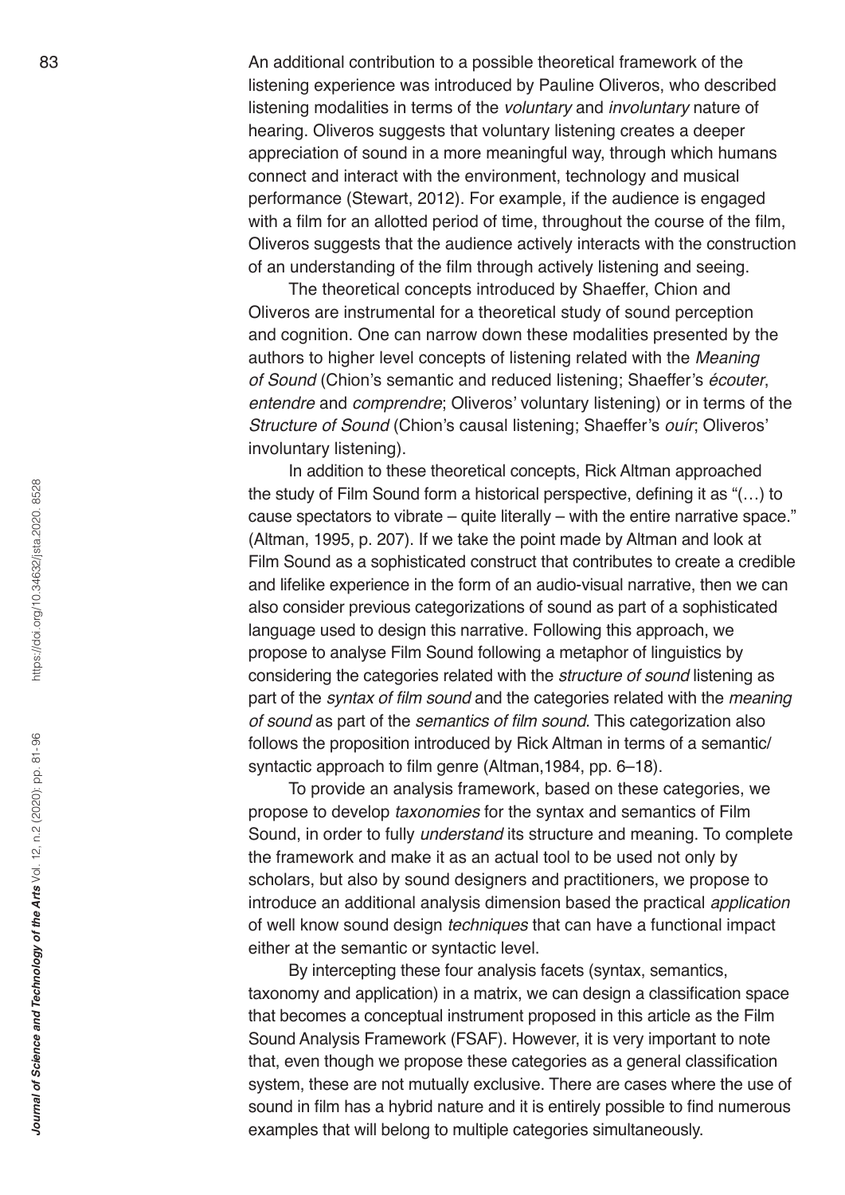An additional contribution to a possible theoretical framework of the listening experience was introduced by Pauline Oliveros, who described listening modalities in terms of the *voluntary* and *involuntary* nature of hearing. Oliveros suggests that voluntary listening creates a deeper appreciation of sound in a more meaningful way, through which humans connect and interact with the environment, technology and musical performance (Stewart, 2012). For example, if the audience is engaged with a film for an allotted period of time, throughout the course of the film, Oliveros suggests that the audience actively interacts with the construction of an understanding of the film through actively listening and seeing.

The theoretical concepts introduced by Shaeffer, Chion and Oliveros are instrumental for a theoretical study of sound perception and cognition. One can narrow down these modalities presented by the authors to higher level concepts of listening related with the *Meaning of Sound* (Chion's semantic and reduced listening; Shaeffer's *écouter*, *entendre* and *comprendre*; Oliveros' voluntary listening) or in terms of the *Structure of Sound* (Chion's causal listening; Shaeffer's *ouír*; Oliveros' involuntary listening).

In addition to these theoretical concepts, Rick Altman approached the study of Film Sound form a historical perspective, defining it as "(…) to cause spectators to vibrate – quite literally – with the entire narrative space." (Altman, 1995, p. 207). If we take the point made by Altman and look at Film Sound as a sophisticated construct that contributes to create a credible and lifelike experience in the form of an audio-visual narrative, then we can also consider previous categorizations of sound as part of a sophisticated language used to design this narrative. Following this approach, we propose to analyse Film Sound following a metaphor of linguistics by considering the categories related with the *structure of sound* listening as part of the *syntax of film sound* and the categories related with the *meaning of sound* as part of the *semantics of film sound*. This categorization also follows the proposition introduced by Rick Altman in terms of a semantic/syntactic approach to film genre (Altman,1984, pp. 6–18).

To provide an analysis framework, based on these categories, we propose to develop *taxonomies* for the syntax and semantics of Film Sound, in order to fully *understand* its structure and meaning. To complete the framework and make it as an actual tool to be used not only by scholars, but also by sound designers and practitioners, we propose to introduce an additional analysis dimension based the practical *application* of well know sound design *techniques* that can have a functional impact either at the semantic or syntactic level.

By intercepting these four analysis facets (syntax, semantics, taxonomy and application) in a matrix, we can design a classification space that becomes a conceptual instrument proposed in this article as the Film Sound Analysis Framework (FSAF). However, it is very important to note that, even though we propose these categories as a general classification system, these are not mutually exclusive. There are cases where the use of sound in film has a hybrid nature and it is entirely possible to find numerous examples that will belong to multiple categories simultaneously.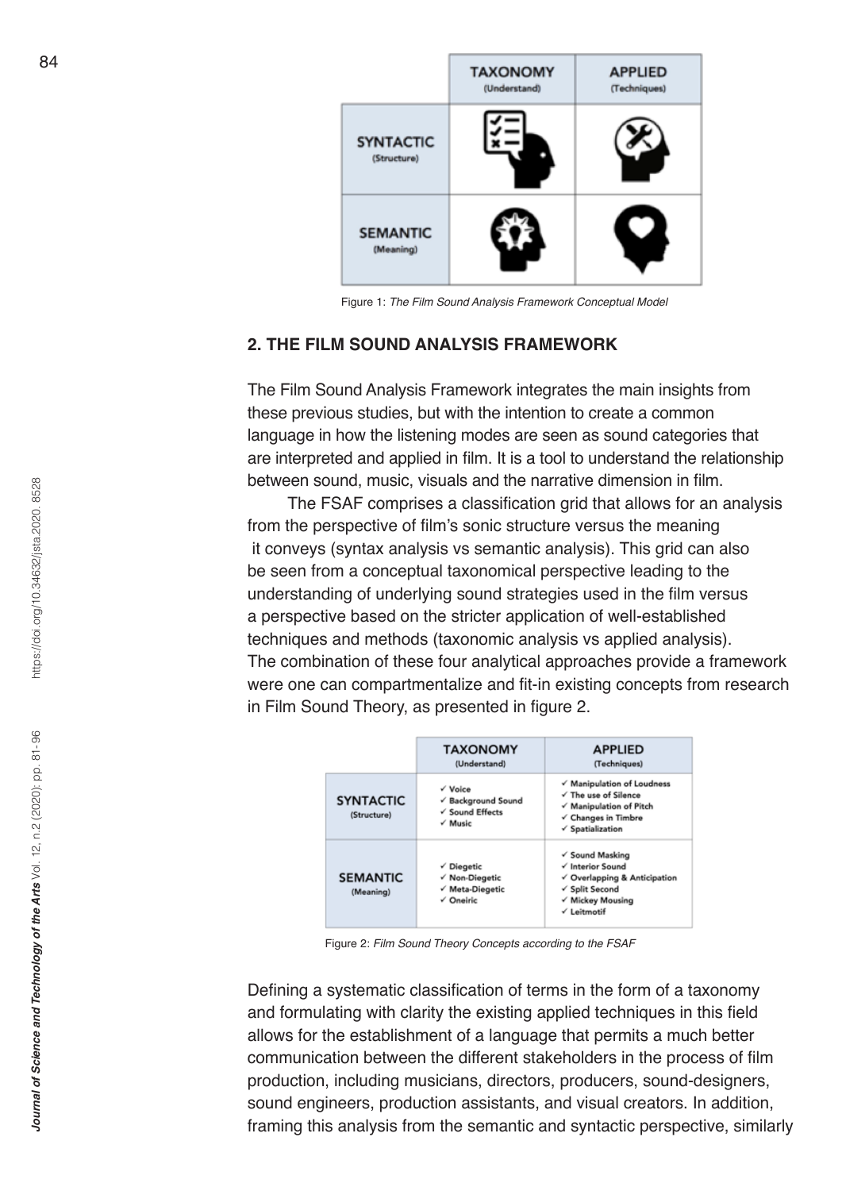| | TAXONOMY (Understand) | APPLIED (Techniques) |
|---|---|---|
| SYNTACTIC (Structure) | | |
| SEMANTIC (Meaning) | | |

Figure 1: *The Film Sound Analysis Framework Conceptual Model*

## 2. THE FILM SOUND ANALYSIS FRAMEWORK

The Film Sound Analysis Framework integrates the main insights from these previous studies, but with the intention to create a common language in how the listening modes are seen as sound categories that are interpreted and applied in film. It is a tool to understand the relationship between sound, music, visuals and the narrative dimension in film.

The FSAF comprises a classification grid that allows for an analysis from the perspective of film's sonic structure versus the meaning it conveys (syntax analysis vs semantic analysis). This grid can also be seen from a conceptual taxonomical perspective leading to the understanding of underlying sound strategies used in the film versus a perspective based on the stricter application of well-established techniques and methods (taxonomic analysis vs applied analysis). The combination of these four analytical approaches provide a framework were one can compartmentalize and fit-in existing concepts from research in Film Sound Theory, as presented in figure 2.

| | TAXONOMY (Understand) | APPLIED (Techniques) |
|---|---|---|
| SYNTACTIC (Structure) | ✓ Voice<br>✓ Background Sound<br>✓ Sound Effects<br>✓ Music | ✓ Manipulation of Loudness<br>✓ The use of Silence<br>✓ Manipulation of Pitch<br>✓ Changes in Timbre<br>✓ Spatialization |
| SEMANTIC (Meaning) | ✓ Diegetic<br>✓ Non-Diegetic<br>✓ Meta-Diegetic<br>✓ Oneiric | ✓ Sound Masking<br>✓ Interior Sound<br>✓ Overlapping & Anticipation<br>✓ Split Second<br>✓ Mickey Mousing<br>✓ Leitmotif |

Figure 2: *Film Sound Theory Concepts according to the FSAF*

Defining a systematic classification of terms in the form of a taxonomy and formulating with clarity the existing applied techniques in this field allows for the establishment of a language that permits a much better communication between the different stakeholders in the process of film production, including musicians, directors, producers, sound-designers, sound engineers, production assistants, and visual creators. In addition, framing this analysis from the semantic and syntactic perspective, similarly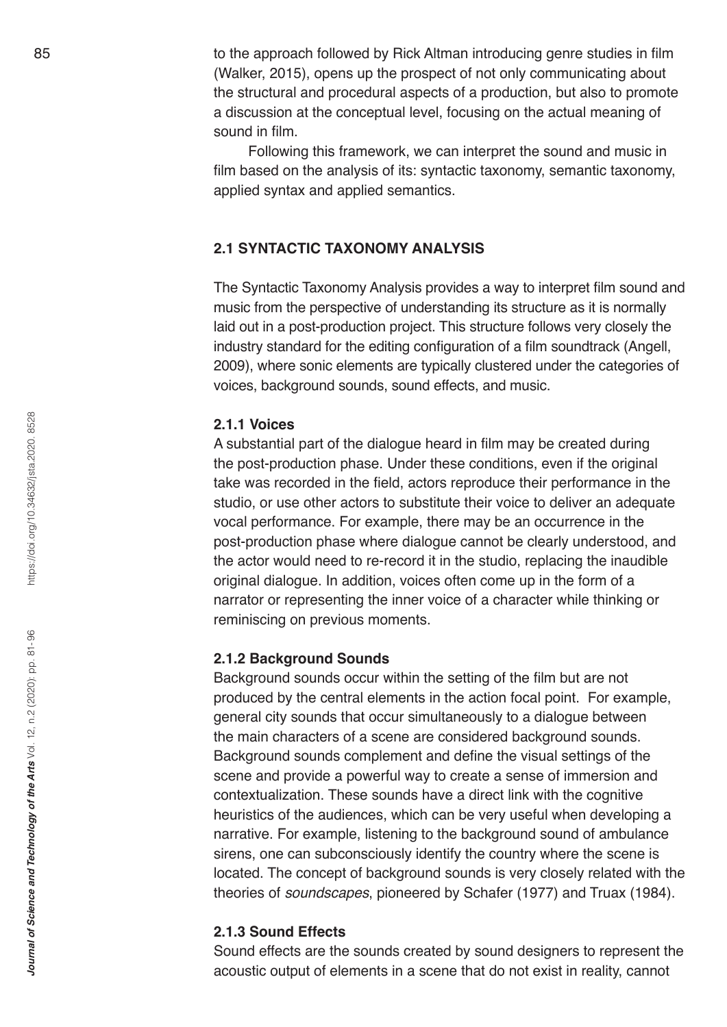to the approach followed by Rick Altman introducing genre studies in film (Walker, 2015), opens up the prospect of not only communicating about the structural and procedural aspects of a production, but also to promote a discussion at the conceptual level, focusing on the actual meaning of sound in film.

Following this framework, we can interpret the sound and music in film based on the analysis of its: syntactic taxonomy, semantic taxonomy, applied syntax and applied semantics.

## 2.1 SYNTACTIC TAXONOMY ANALYSIS

The Syntactic Taxonomy Analysis provides a way to interpret film sound and music from the perspective of understanding its structure as it is normally laid out in a post-production project. This structure follows very closely the industry standard for the editing configuration of a film soundtrack (Angell, 2009), where sonic elements are typically clustered under the categories of voices, background sounds, sound effects, and music.

### 2.1.1 Voices

A substantial part of the dialogue heard in film may be created during the post-production phase. Under these conditions, even if the original take was recorded in the field, actors reproduce their performance in the studio, or use other actors to substitute their voice to deliver an adequate vocal performance. For example, there may be an occurrence in the post-production phase where dialogue cannot be clearly understood, and the actor would need to re-record it in the studio, replacing the inaudible original dialogue. In addition, voices often come up in the form of a narrator or representing the inner voice of a character while thinking or reminiscing on previous moments.

### 2.1.2 Background Sounds

Background sounds occur within the setting of the film but are not produced by the central elements in the action focal point. For example, general city sounds that occur simultaneously to a dialogue between the main characters of a scene are considered background sounds. Background sounds complement and define the visual settings of the scene and provide a powerful way to create a sense of immersion and contextualization. These sounds have a direct link with the cognitive heuristics of the audiences, which can be very useful when developing a narrative. For example, listening to the background sound of ambulance sirens, one can subconsciously identify the country where the scene is located. The concept of background sounds is very closely related with the theories of *soundscapes*, pioneered by Schafer (1977) and Truax (1984).

### 2.1.3 Sound Effects

Sound effects are the sounds created by sound designers to represent the acoustic output of elements in a scene that do not exist in reality, cannot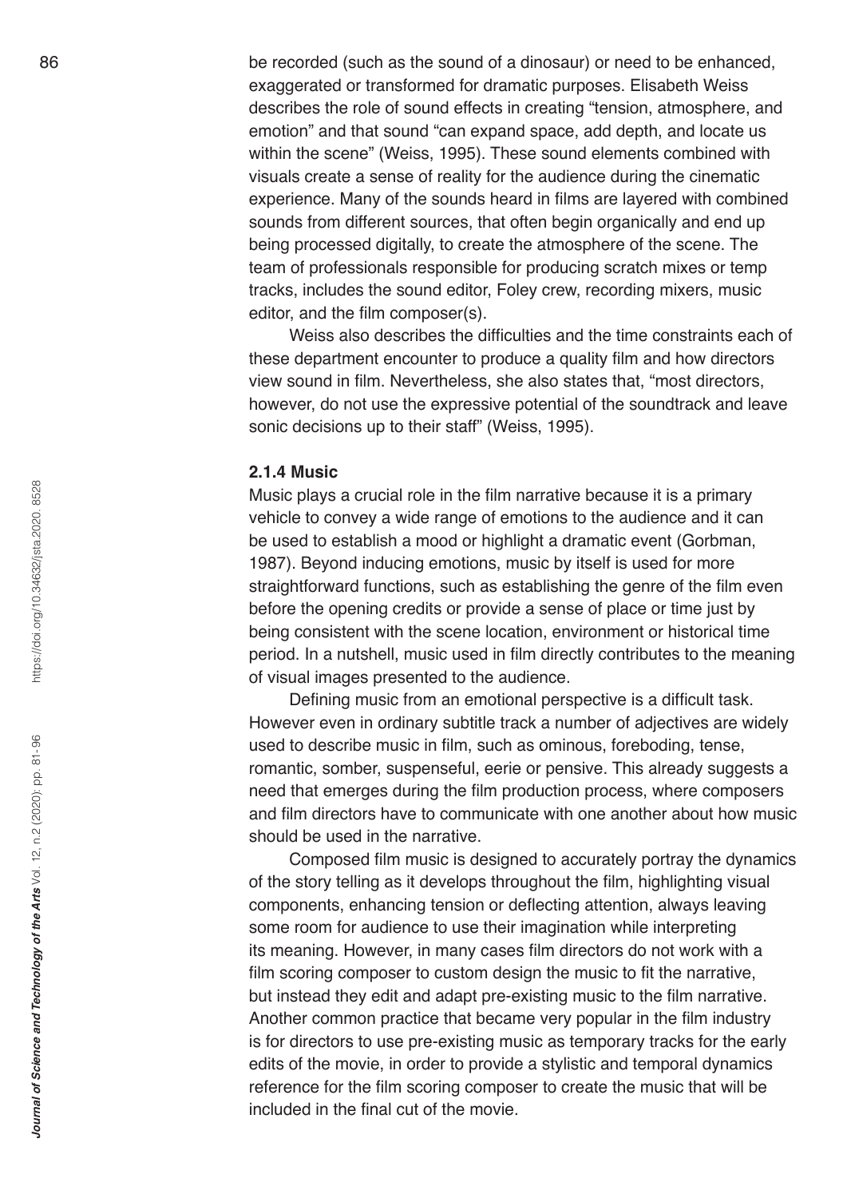be recorded (such as the sound of a dinosaur) or need to be enhanced, exaggerated or transformed for dramatic purposes. Elisabeth Weiss describes the role of sound effects in creating "tension, atmosphere, and emotion" and that sound "can expand space, add depth, and locate us within the scene" (Weiss, 1995). These sound elements combined with visuals create a sense of reality for the audience during the cinematic experience. Many of the sounds heard in films are layered with combined sounds from different sources, that often begin organically and end up being processed digitally, to create the atmosphere of the scene. The team of professionals responsible for producing scratch mixes or temp tracks, includes the sound editor, Foley crew, recording mixers, music editor, and the film composer(s).

Weiss also describes the difficulties and the time constraints each of these department encounter to produce a quality film and how directors view sound in film. Nevertheless, she also states that, "most directors, however, do not use the expressive potential of the soundtrack and leave sonic decisions up to their staff" (Weiss, 1995).

#### 2.1.4 Music

Music plays a crucial role in the film narrative because it is a primary vehicle to convey a wide range of emotions to the audience and it can be used to establish a mood or highlight a dramatic event (Gorbman, 1987). Beyond inducing emotions, music by itself is used for more straightforward functions, such as establishing the genre of the film even before the opening credits or provide a sense of place or time just by being consistent with the scene location, environment or historical time period. In a nutshell, music used in film directly contributes to the meaning of visual images presented to the audience.

Defining music from an emotional perspective is a difficult task. However even in ordinary subtitle track a number of adjectives are widely used to describe music in film, such as ominous, foreboding, tense, romantic, somber, suspenseful, eerie or pensive. This already suggests a need that emerges during the film production process, where composers and film directors have to communicate with one another about how music should be used in the narrative.

Composed film music is designed to accurately portray the dynamics of the story telling as it develops throughout the film, highlighting visual components, enhancing tension or deflecting attention, always leaving some room for audience to use their imagination while interpreting its meaning. However, in many cases film directors do not work with a film scoring composer to custom design the music to fit the narrative, but instead they edit and adapt pre-existing music to the film narrative. Another common practice that became very popular in the film industry is for directors to use pre-existing music as temporary tracks for the early edits of the movie, in order to provide a stylistic and temporal dynamics reference for the film scoring composer to create the music that will be included in the final cut of the movie.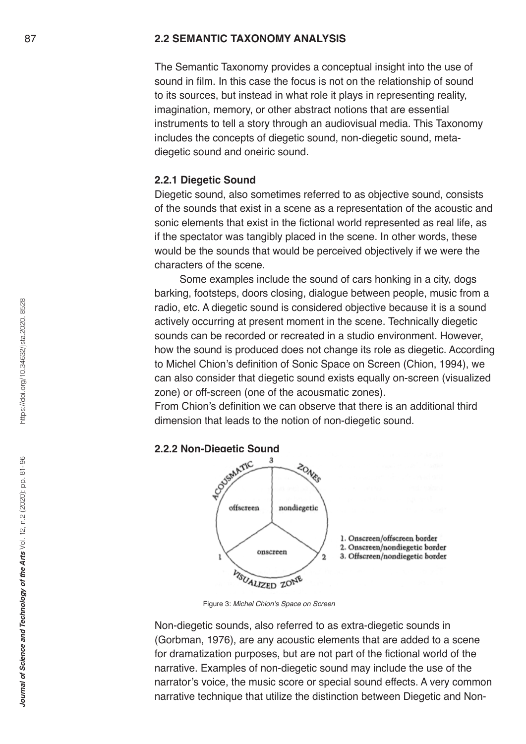## 2.2 SEMANTIC TAXONOMY ANALYSIS

The Semantic Taxonomy provides a conceptual insight into the use of sound in film. In this case the focus is not on the relationship of sound to its sources, but instead in what role it plays in representing reality, imagination, memory, or other abstract notions that are essential instruments to tell a story through an audiovisual media. This Taxonomy includes the concepts of diegetic sound, non-diegetic sound, meta-diegetic sound and oneiric sound.

### 2.2.1 Diegetic Sound

Diegetic sound, also sometimes referred to as objective sound, consists of the sounds that exist in a scene as a representation of the acoustic and sonic elements that exist in the fictional world represented as real life, as if the spectator was tangibly placed in the scene. In other words, these would be the sounds that would be perceived objectively if we were the characters of the scene.

Some examples include the sound of cars honking in a city, dogs barking, footsteps, doors closing, dialogue between people, music from a radio, etc. A diegetic sound is considered objective because it is a sound actively occurring at present moment in the scene. Technically diegetic sounds can be recorded or recreated in a studio environment. However, how the sound is produced does not change its role as diegetic. According to Michel Chion's definition of Sonic Space on Screen (Chion, 1994), we can also consider that diegetic sound exists equally on-screen (visualized zone) or off-screen (one of the acousmatic zones).

From Chion's definition we can observe that there is an additional third dimension that leads to the notion of non-diegetic sound.

### 2.2.2 Non-Diegetic Sound

Figure 3: *Michel Chion's Space on Screen*

Non-diegetic sounds, also referred to as extra-diegetic sounds in (Gorbman, 1976), are any acoustic elements that are added to a scene for dramatization purposes, but are not part of the fictional world of the narrative. Examples of non-diegetic sound may include the use of the narrator's voice, the music score or special sound effects. A very common narrative technique that utilize the distinction between Diegetic and Non-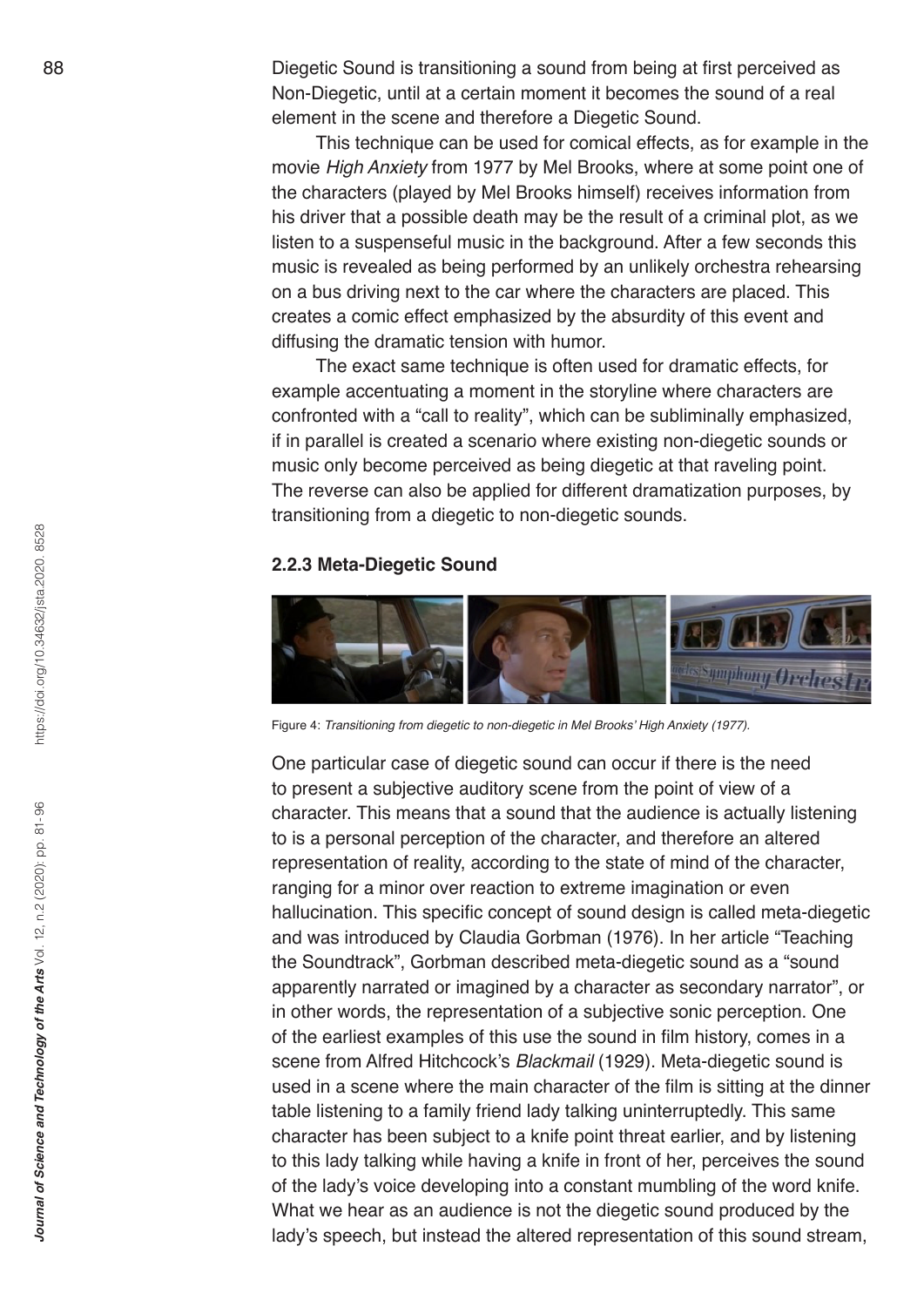Diegetic Sound is transitioning a sound from being at first perceived as Non-Diegetic, until at a certain moment it becomes the sound of a real element in the scene and therefore a Diegetic Sound.

This technique can be used for comical effects, as for example in the movie *High Anxiety* from 1977 by Mel Brooks, where at some point one of the characters (played by Mel Brooks himself) receives information from his driver that a possible death may be the result of a criminal plot, as we listen to a suspenseful music in the background. After a few seconds this music is revealed as being performed by an unlikely orchestra rehearsing on a bus driving next to the car where the characters are placed. This creates a comic effect emphasized by the absurdity of this event and diffusing the dramatic tension with humor.

The exact same technique is often used for dramatic effects, for example accentuating a moment in the storyline where characters are confronted with a "call to reality", which can be subliminally emphasized, if in parallel is created a scenario where existing non-diegetic sounds or music only become perceived as being diegetic at that raveling point. The reverse can also be applied for different dramatization purposes, by transitioning from a diegetic to non-diegetic sounds.

### 2.2.3 Meta-Diegetic Sound

Figure 4: *Transitioning from diegetic to non-diegetic in Mel Brooks' High Anxiety (1977).*

One particular case of diegetic sound can occur if there is the need to present a subjective auditory scene from the point of view of a character. This means that a sound that the audience is actually listening to is a personal perception of the character, and therefore an altered representation of reality, according to the state of mind of the character, ranging for a minor over reaction to extreme imagination or even hallucination. This specific concept of sound design is called meta-diegetic and was introduced by Claudia Gorbman (1976). In her article "Teaching the Soundtrack", Gorbman described meta-diegetic sound as a "sound apparently narrated or imagined by a character as secondary narrator", or in other words, the representation of a subjective sonic perception. One of the earliest examples of this use the sound in film history, comes in a scene from Alfred Hitchcock's *Blackmail* (1929). Meta-diegetic sound is used in a scene where the main character of the film is sitting at the dinner table listening to a family friend lady talking uninterruptedly. This same character has been subject to a knife point threat earlier, and by listening to this lady talking while having a knife in front of her, perceives the sound of the lady's voice developing into a constant mumbling of the word knife. What we hear as an audience is not the diegetic sound produced by the lady's speech, but instead the altered representation of this sound stream,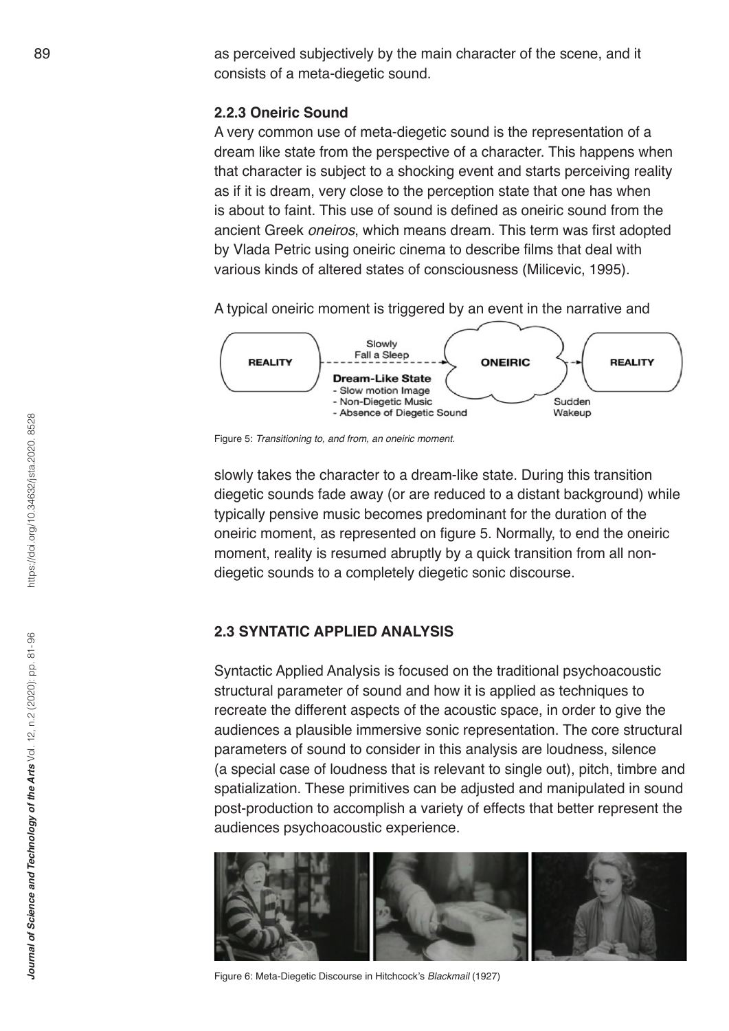as perceived subjectively by the main character of the scene, and it consists of a meta-diegetic sound.

### 2.2.3 Oneiric Sound

A very common use of meta-diegetic sound is the representation of a dream like state from the perspective of a character. This happens when that character is subject to a shocking event and starts perceiving reality as if it is dream, very close to the perception state that one has when is about to faint. This use of sound is defined as oneiric sound from the ancient Greek *oneiros*, which means dream. This term was first adopted by Vlada Petric using oneiric cinema to describe films that deal with various kinds of altered states of consciousness (Milicevic, 1995).

A typical oneiric moment is triggered by an event in the narrative and slowly takes the character to a dream-like state. During this transition diegetic sounds fade away (or are reduced to a distant background) while typically pensive music becomes predominant for the duration of the oneiric moment, as represented on figure 5. Normally, to end the oneiric moment, reality is resumed abruptly by a quick transition from all non-diegetic sounds to a completely diegetic sonic discourse.

Figure 5: *Transitioning to, and from, an oneiric moment.*

## 2.3 SYNTATIC APPLIED ANALYSIS

Syntactic Applied Analysis is focused on the traditional psychoacoustic structural parameter of sound and how it is applied as techniques to recreate the different aspects of the acoustic space, in order to give the audiences a plausible immersive sonic representation. The core structural parameters of sound to consider in this analysis are loudness, silence (a special case of loudness that is relevant to single out), pitch, timbre and spatialization. These primitives can be adjusted and manipulated in sound post-production to accomplish a variety of effects that better represent the audiences psychoacoustic experience.

Figure 6: Meta-Diegetic Discourse in Hitchcock's *Blackmail* (1927)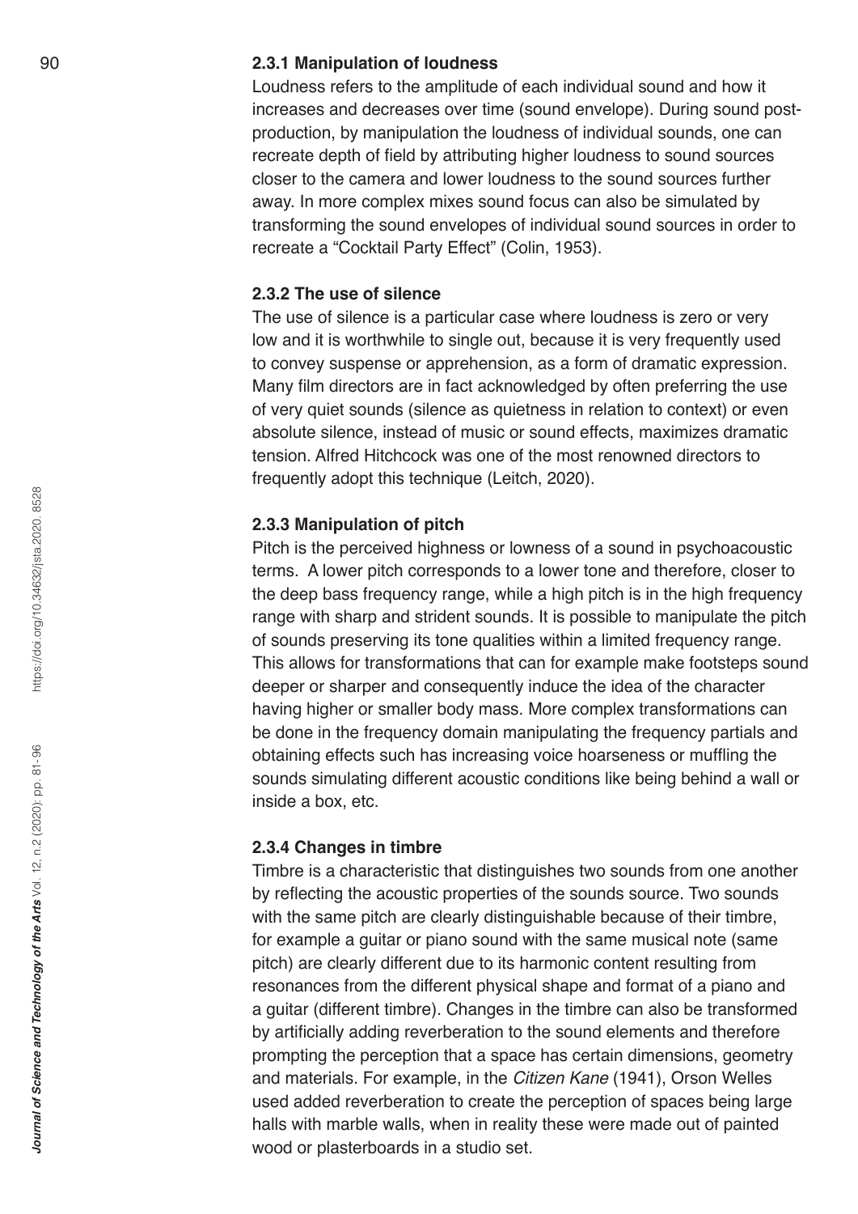#### 2.3.1 Manipulation of loudness

Loudness refers to the amplitude of each individual sound and how it increases and decreases over time (sound envelope). During sound post-production, by manipulation the loudness of individual sounds, one can recreate depth of field by attributing higher loudness to sound sources closer to the camera and lower loudness to the sound sources further away. In more complex mixes sound focus can also be simulated by transforming the sound envelopes of individual sound sources in order to recreate a "Cocktail Party Effect" (Colin, 1953).

#### 2.3.2 The use of silence

The use of silence is a particular case where loudness is zero or very low and it is worthwhile to single out, because it is very frequently used to convey suspense or apprehension, as a form of dramatic expression. Many film directors are in fact acknowledged by often preferring the use of very quiet sounds (silence as quietness in relation to context) or even absolute silence, instead of music or sound effects, maximizes dramatic tension. Alfred Hitchcock was one of the most renowned directors to frequently adopt this technique (Leitch, 2020).

#### 2.3.3 Manipulation of pitch

Pitch is the perceived highness or lowness of a sound in psychoacoustic terms. A lower pitch corresponds to a lower tone and therefore, closer to the deep bass frequency range, while a high pitch is in the high frequency range with sharp and strident sounds. It is possible to manipulate the pitch of sounds preserving its tone qualities within a limited frequency range. This allows for transformations that can for example make footsteps sound deeper or sharper and consequently induce the idea of the character having higher or smaller body mass. More complex transformations can be done in the frequency domain manipulating the frequency partials and obtaining effects such has increasing voice hoarseness or muffling the sounds simulating different acoustic conditions like being behind a wall or inside a box, etc.

#### 2.3.4 Changes in timbre

Timbre is a characteristic that distinguishes two sounds from one another by reflecting the acoustic properties of the sounds source. Two sounds with the same pitch are clearly distinguishable because of their timbre, for example a guitar or piano sound with the same musical note (same pitch) are clearly different due to its harmonic content resulting from resonances from the different physical shape and format of a piano and a guitar (different timbre). Changes in the timbre can also be transformed by artificially adding reverberation to the sound elements and therefore prompting the perception that a space has certain dimensions, geometry and materials. For example, in the *Citizen Kane* (1941), Orson Welles used added reverberation to create the perception of spaces being large halls with marble walls, when in reality these were made out of painted wood or plasterboards in a studio set.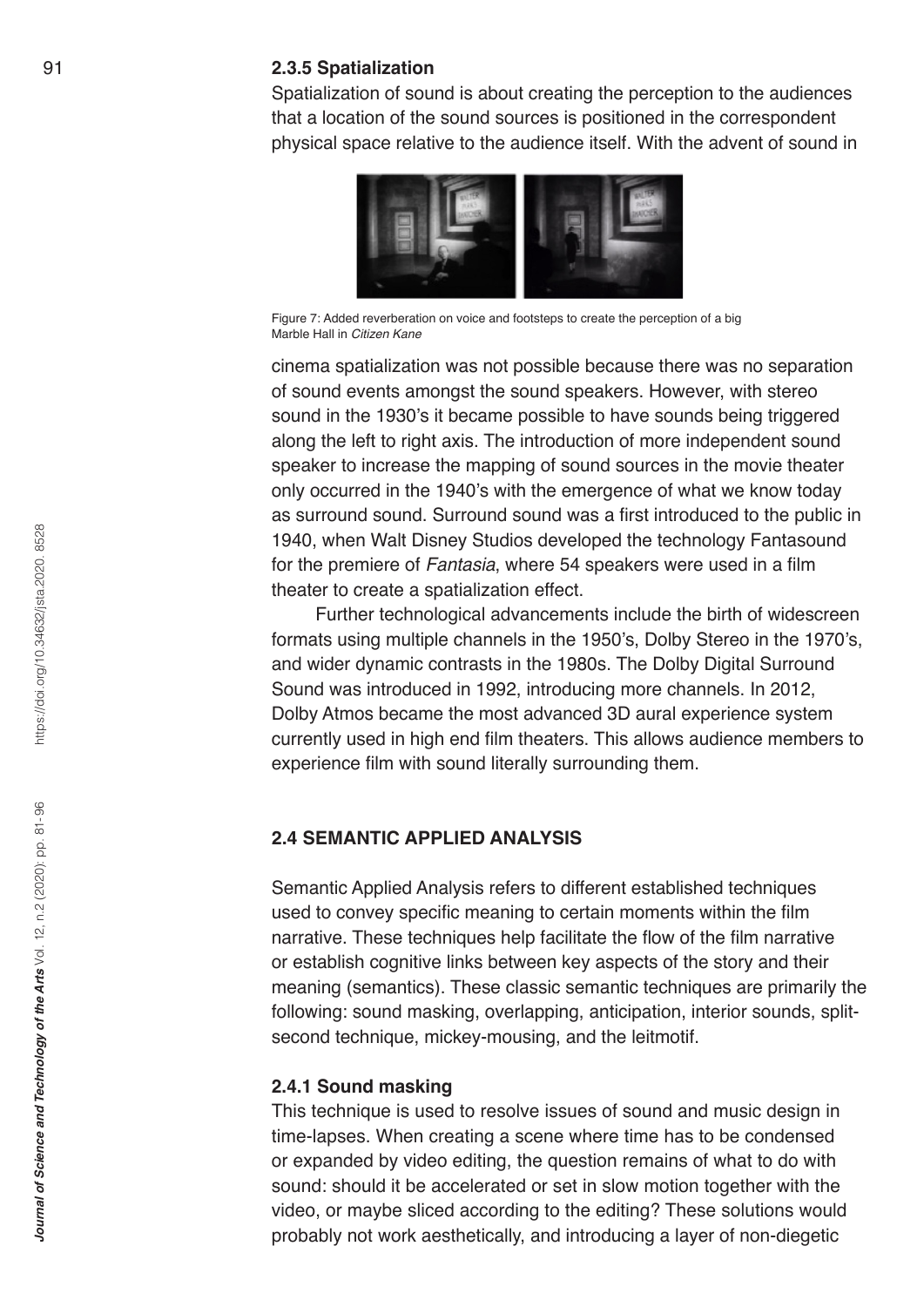### 2.3.5 Spatialization

Spatialization of sound is about creating the perception to the audiences that a location of the sound sources is positioned in the correspondent physical space relative to the audience itself. With the advent of sound in cinema spatialization was not possible because there was no separation of sound events amongst the sound speakers. However, with stereo sound in the 1930's it became possible to have sounds being triggered along the left to right axis. The introduction of more independent sound speaker to increase the mapping of sound sources in the movie theater only occurred in the 1940's with the emergence of what we know today as surround sound. Surround sound was a first introduced to the public in 1940, when Walt Disney Studios developed the technology Fantasound for the premiere of *Fantasia*, where 54 speakers were used in a film theater to create a spatialization effect.

Figure 7: Added reverberation on voice and footsteps to create the perception of a big Marble Hall in *Citizen Kane*

Further technological advancements include the birth of widescreen formats using multiple channels in the 1950's, Dolby Stereo in the 1970's, and wider dynamic contrasts in the 1980s. The Dolby Digital Surround Sound was introduced in 1992, introducing more channels. In 2012, Dolby Atmos became the most advanced 3D aural experience system currently used in high end film theaters. This allows audience members to experience film with sound literally surrounding them.

## 2.4 SEMANTIC APPLIED ANALYSIS

Semantic Applied Analysis refers to different established techniques used to convey specific meaning to certain moments within the film narrative. These techniques help facilitate the flow of the film narrative or establish cognitive links between key aspects of the story and their meaning (semantics). These classic semantic techniques are primarily the following: sound masking, overlapping, anticipation, interior sounds, split-second technique, mickey-mousing, and the leitmotif.

### 2.4.1 Sound masking

This technique is used to resolve issues of sound and music design in time-lapses. When creating a scene where time has to be condensed or expanded by video editing, the question remains of what to do with sound: should it be accelerated or set in slow motion together with the video, or maybe sliced according to the editing? These solutions would probably not work aesthetically, and introducing a layer of non-diegetic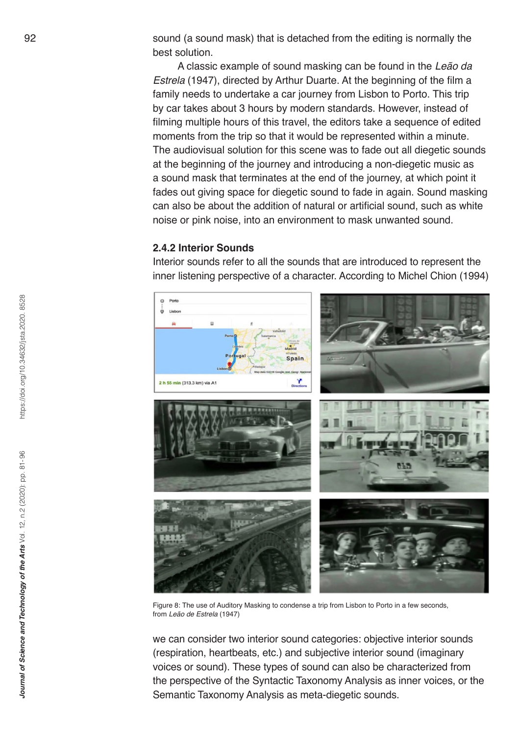sound (a sound mask) that is detached from the editing is normally the best solution.

A classic example of sound masking can be found in the *Leão da Estrela* (1947), directed by Arthur Duarte. At the beginning of the film a family needs to undertake a car journey from Lisbon to Porto. This trip by car takes about 3 hours by modern standards. However, instead of filming multiple hours of this travel, the editors take a sequence of edited moments from the trip so that it would be represented within a minute. The audiovisual solution for this scene was to fade out all diegetic sounds at the beginning of the journey and introducing a non-diegetic music as a sound mask that terminates at the end of the journey, at which point it fades out giving space for diegetic sound to fade in again. Sound masking can also be about the addition of natural or artificial sound, such as white noise or pink noise, into an environment to mask unwanted sound.

### 2.4.2 Interior Sounds

Interior sounds refer to all the sounds that are introduced to represent the inner listening perspective of a character. According to Michel Chion (1994) we can consider two interior sound categories: objective interior sounds (respiration, heartbeats, etc.) and subjective interior sound (imaginary voices or sound). These types of sound can also be characterized from the perspective of the Syntactic Taxonomy Analysis as inner voices, or the Semantic Taxonomy Analysis as meta-diegetic sounds.

Figure 8: The use of Auditory Masking to condense a trip from Lisbon to Porto in a few seconds, from *Leão de Estrela* (1947)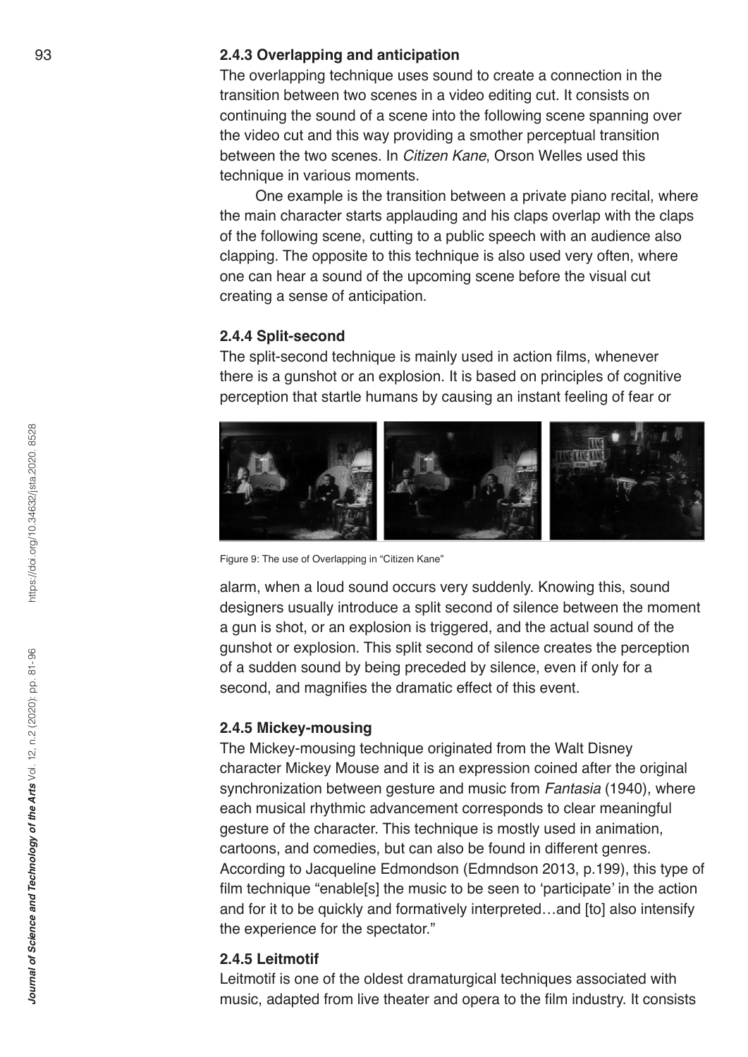### 2.4.3 Overlapping and anticipation

The overlapping technique uses sound to create a connection in the transition between two scenes in a video editing cut. It consists on continuing the sound of a scene into the following scene spanning over the video cut and this way providing a smother perceptual transition between the two scenes. In *Citizen Kane*, Orson Welles used this technique in various moments.

One example is the transition between a private piano recital, where the main character starts applauding and his claps overlap with the claps of the following scene, cutting to a public speech with an audience also clapping. The opposite to this technique is also used very often, where one can hear a sound of the upcoming scene before the visual cut creating a sense of anticipation.

### 2.4.4 Split-second

The split-second technique is mainly used in action films, whenever there is a gunshot or an explosion. It is based on principles of cognitive perception that startle humans by causing an instant feeling of fear or alarm, when a loud sound occurs very suddenly. Knowing this, sound designers usually introduce a split second of silence between the moment a gun is shot, or an explosion is triggered, and the actual sound of the gunshot or explosion. This split second of silence creates the perception of a sudden sound by being preceded by silence, even if only for a second, and magnifies the dramatic effect of this event.

Figure 9: The use of Overlapping in "Citizen Kane"

### 2.4.5 Mickey-mousing

The Mickey-mousing technique originated from the Walt Disney character Mickey Mouse and it is an expression coined after the original synchronization between gesture and music from *Fantasia* (1940), where each musical rhythmic advancement corresponds to clear meaningful gesture of the character. This technique is mostly used in animation, cartoons, and comedies, but can also be found in different genres. According to Jacqueline Edmondson (Edmndson 2013, p.199), this type of film technique "enable[s] the music to be seen to 'participate' in the action and for it to be quickly and formatively interpreted…and [to] also intensify the experience for the spectator."

### 2.4.5 Leitmotif

Leitmotif is one of the oldest dramaturgical techniques associated with music, adapted from live theater and opera to the film industry. It consists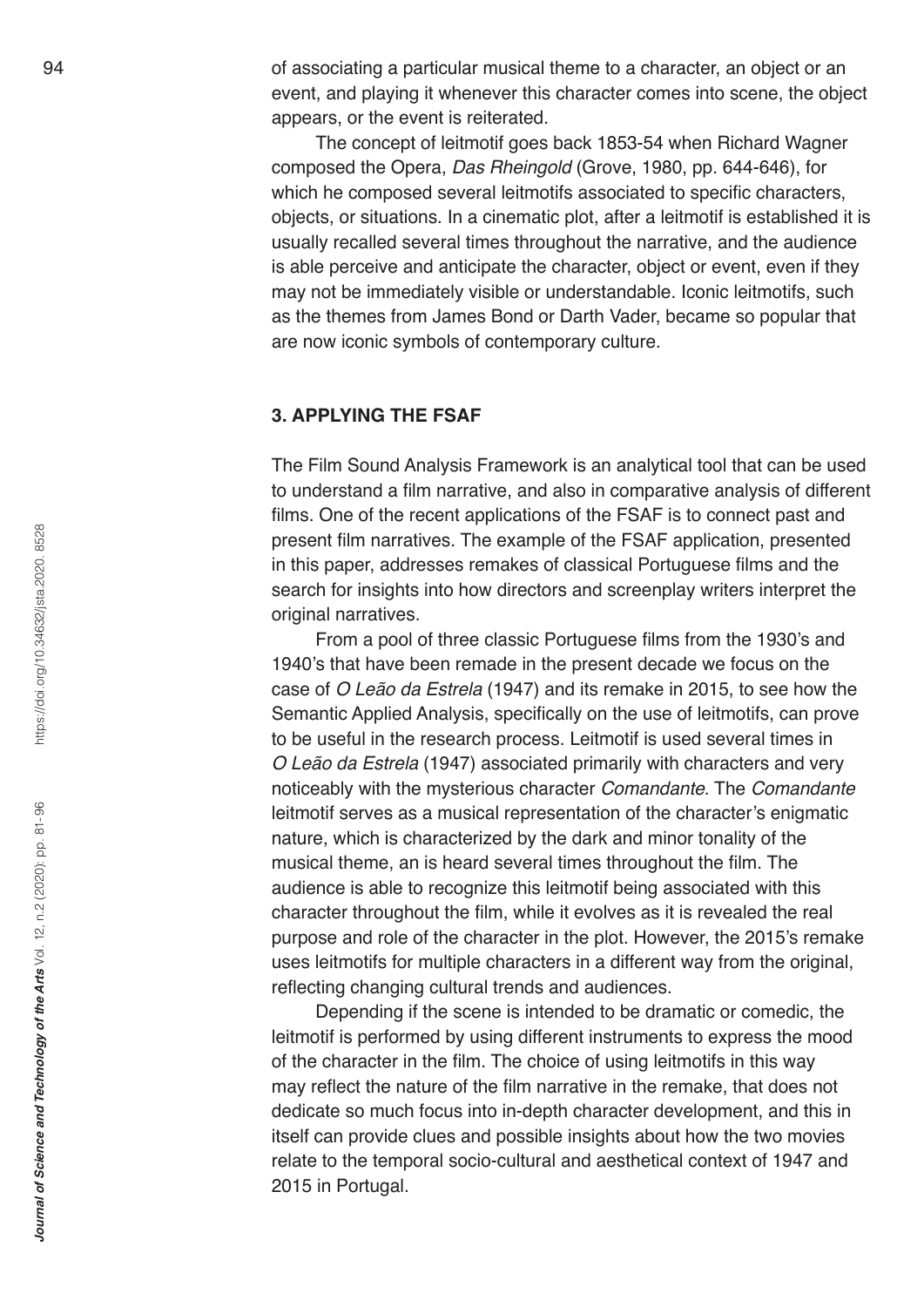of associating a particular musical theme to a character, an object or an event, and playing it whenever this character comes into scene, the object appears, or the event is reiterated.

The concept of leitmotif goes back 1853-54 when Richard Wagner composed the Opera, *Das Rheingold* (Grove, 1980, pp. 644-646), for which he composed several leitmotifs associated to specific characters, objects, or situations. In a cinematic plot, after a leitmotif is established it is usually recalled several times throughout the narrative, and the audience is able perceive and anticipate the character, object or event, even if they may not be immediately visible or understandable. Iconic leitmotifs, such as the themes from James Bond or Darth Vader, became so popular that are now iconic symbols of contemporary culture.

### 3. APPLYING THE FSAF

The Film Sound Analysis Framework is an analytical tool that can be used to understand a film narrative, and also in comparative analysis of different films. One of the recent applications of the FSAF is to connect past and present film narratives. The example of the FSAF application, presented in this paper, addresses remakes of classical Portuguese films and the search for insights into how directors and screenplay writers interpret the original narratives.

From a pool of three classic Portuguese films from the 1930's and 1940's that have been remade in the present decade we focus on the case of *O Leão da Estrela* (1947) and its remake in 2015, to see how the Semantic Applied Analysis, specifically on the use of leitmotifs, can prove to be useful in the research process. Leitmotif is used several times in *O Leão da Estrela* (1947) associated primarily with characters and very noticeably with the mysterious character *Comandante*. The *Comandante* leitmotif serves as a musical representation of the character's enigmatic nature, which is characterized by the dark and minor tonality of the musical theme, an is heard several times throughout the film. The audience is able to recognize this leitmotif being associated with this character throughout the film, while it evolves as it is revealed the real purpose and role of the character in the plot. However, the 2015's remake uses leitmotifs for multiple characters in a different way from the original, reflecting changing cultural trends and audiences.

Depending if the scene is intended to be dramatic or comedic, the leitmotif is performed by using different instruments to express the mood of the character in the film. The choice of using leitmotifs in this way may reflect the nature of the film narrative in the remake, that does not dedicate so much focus into in-depth character development, and this in itself can provide clues and possible insights about how the two movies relate to the temporal socio-cultural and aesthetical context of 1947 and 2015 in Portugal.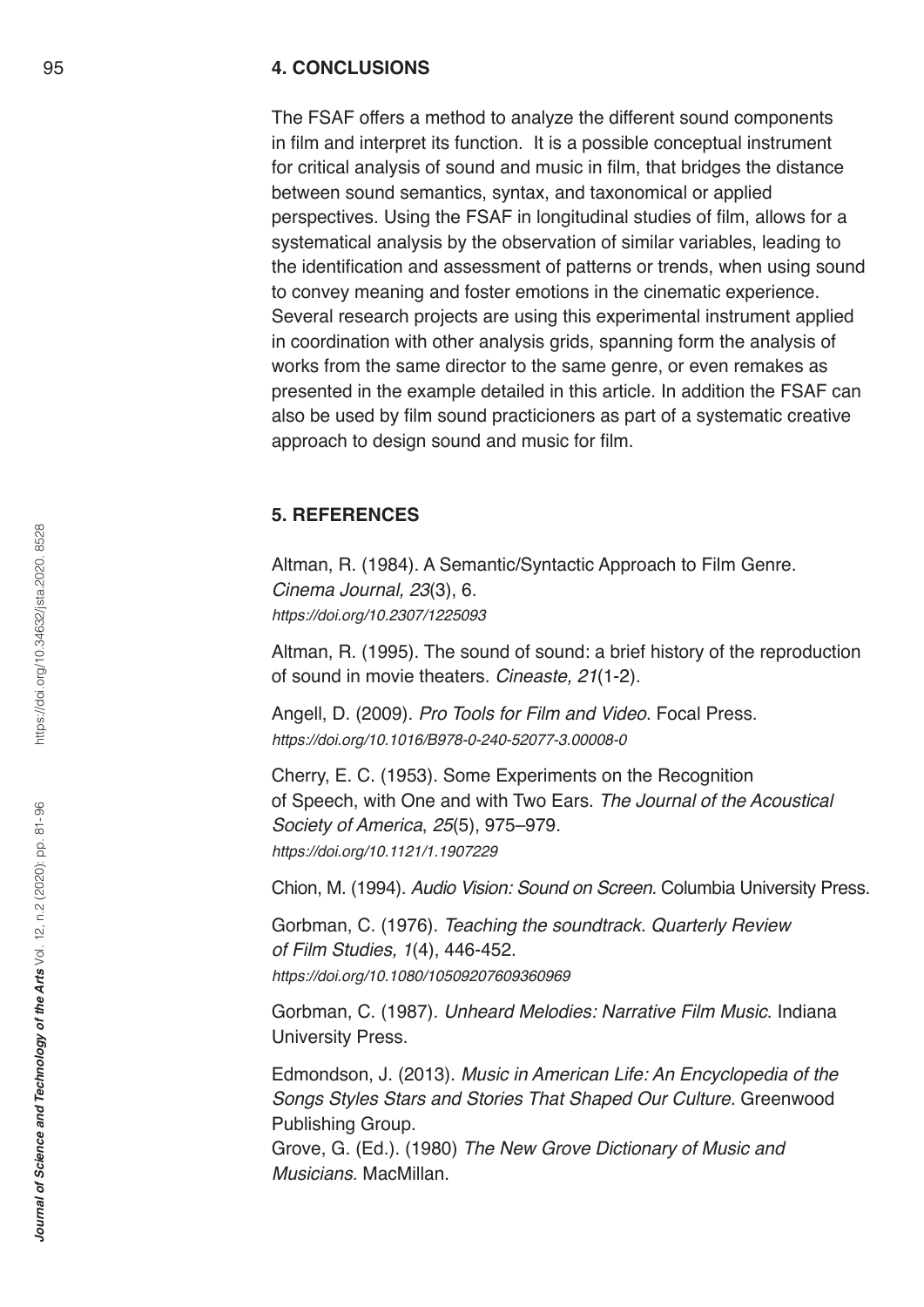## 4. CONCLUSIONS

The FSAF offers a method to analyze the different sound components in film and interpret its function. It is a possible conceptual instrument for critical analysis of sound and music in film, that bridges the distance between sound semantics, syntax, and taxonomical or applied perspectives. Using the FSAF in longitudinal studies of film, allows for a systematical analysis by the observation of similar variables, leading to the identification and assessment of patterns or trends, when using sound to convey meaning and foster emotions in the cinematic experience. Several research projects are using this experimental instrument applied in coordination with other analysis grids, spanning form the analysis of works from the same director to the same genre, or even remakes as presented in the example detailed in this article. In addition the FSAF can also be used by film sound practicioners as part of a systematic creative approach to design sound and music for film.

## 5. REFERENCES

Altman, R. (1984). A Semantic/Syntactic Approach to Film Genre. *Cinema Journal, 23*(3), 6. *https://doi.org/10.2307/1225093*

Altman, R. (1995). The sound of sound: a brief history of the reproduction of sound in movie theaters. *Cineaste, 21*(1-2).

Angell, D. (2009). *Pro Tools for Film and Video*. Focal Press. *https://doi.org/10.1016/B978-0-240-52077-3.00008-0*

Cherry, E. C. (1953). Some Experiments on the Recognition of Speech, with One and with Two Ears. *The Journal of the Acoustical Society of America*, *25*(5), 975–979. *https://doi.org/10.1121/1.1907229*

Chion, M. (1994). *Audio Vision: Sound on Screen.* Columbia University Press.

Gorbman, C. (1976). *Teaching the soundtrack. Quarterly Review of Film Studies, 1*(4), 446-452. *https://doi.org/10.1080/10509207609360969*

Gorbman, C. (1987). *Unheard Melodies: Narrative Film Music*. Indiana University Press.

Edmondson, J. (2013). *Music in American Life: An Encyclopedia of the Songs Styles Stars and Stories That Shaped Our Culture.* Greenwood Publishing Group.

Grove, G. (Ed.). (1980) *The New Grove Dictionary of Music and Musicians*. MacMillan.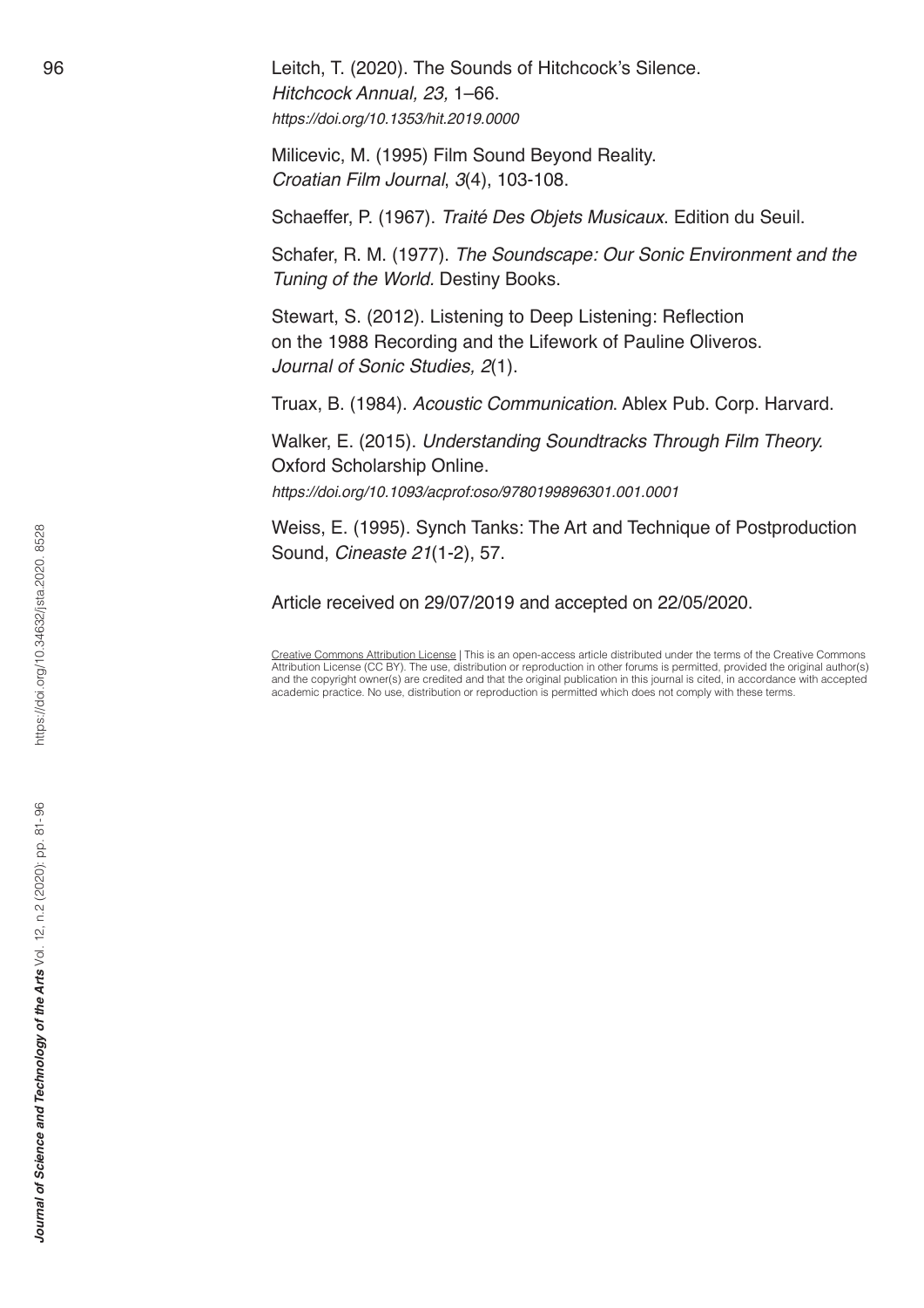Leitch, T. (2020). The Sounds of Hitchcock's Silence. *Hitchcock Annual, 23,* 1–66. *https://doi.org/10.1353/hit.2019.0000*

Milicevic, M. (1995) Film Sound Beyond Reality. *Croatian Film Journal*, *3*(4), 103-108.

Schaeffer, P. (1967). *Traité Des Objets Musicaux*. Edition du Seuil.

Schafer, R. M. (1977). *The Soundscape: Our Sonic Environment and the Tuning of the World.* Destiny Books.

Stewart, S. (2012). Listening to Deep Listening: Reflection on the 1988 Recording and the Lifework of Pauline Oliveros. *Journal of Sonic Studies, 2*(1).

Truax, B. (1984). *Acoustic Communication*. Ablex Pub. Corp. Harvard.

Walker, E. (2015). *Understanding Soundtracks Through Film Theory.* Oxford Scholarship Online. *https://doi.org/10.1093/acprof:oso/9780199896301.001.0001*

Weiss, E. (1995). Synch Tanks: The Art and Technique of Postproduction Sound, *Cineaste 21*(1-2), 57.

Article received on 29/07/2019 and accepted on 22/05/2020.

Creative Commons Attribution License | This is an open-access article distributed under the terms of the Creative Commons Attribution License (CC BY). The use, distribution or reproduction in other forums is permitted, provided the original author(s) and the copyright owner(s) are credited and that the original publication in this journal is cited, in accordance with accepted academic practice. No use, distribution or reproduction is permitted which does not comply with these terms.